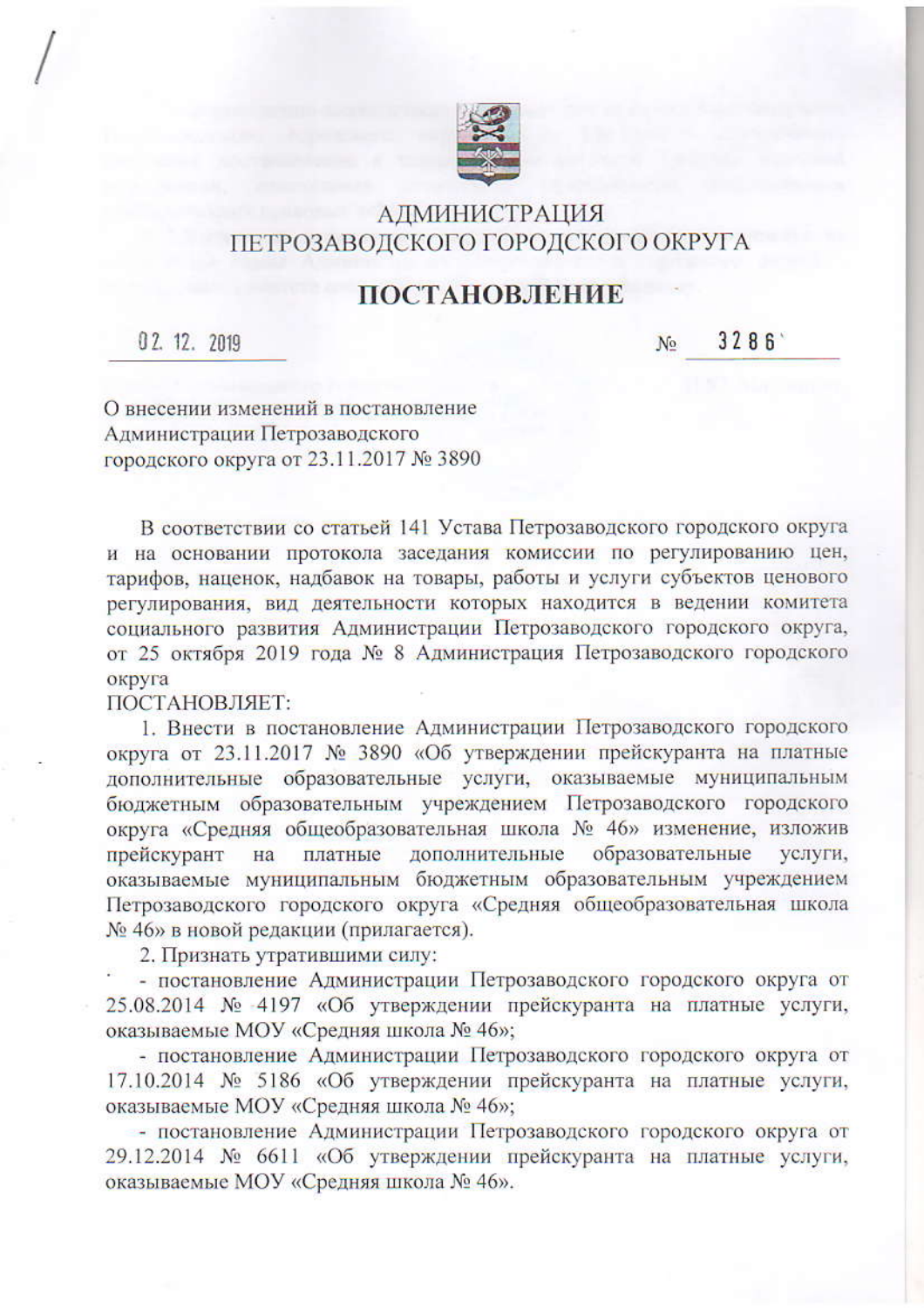# АДМИНИСТРАЦИЯ
# ПЕТРОЗАВОДСКОГО ГОРОДСКОГО ОКРУГА

## ПОСТАНОВЛЕНИЕ

02.12.2019 № 3286

О внесении изменений в постановление
Администрации Петрозаводского
городского округа от 23.11.2017 № 3890

В соответствии со статьей 141 Устава Петрозаводского городского округа и на основании протокола заседания комиссии по регулированию цен, тарифов, наценок, надбавок на товары, работы и услуги субъектов ценового регулирования, вид деятельности которых находится в ведении комитета социального развития Администрации Петрозаводского городского округа, от 25 октября 2019 года № 8 Администрация Петрозаводского городского округа

ПОСТАНОВЛЯЕТ:

1. Внести в постановление Администрации Петрозаводского городского округа от 23.11.2017 № 3890 «Об утверждении прейскуранта на платные дополнительные образовательные услуги, оказываемые муниципальным бюджетным образовательным учреждением Петрозаводского городского округа «Средняя общеобразовательная школа № 46» изменение, изложив прейскурант на платные дополнительные образовательные услуги, оказываемые муниципальным бюджетным образовательным учреждением Петрозаводского городского округа «Средняя общеобразовательная школа № 46» в новой редакции (прилагается).

2. Признать утратившими силу:

- постановление Администрации Петрозаводского городского округа от 25.08.2014 № 4197 «Об утверждении прейскуранта на платные услуги, оказываемые МОУ «Средняя школа № 46»;
- постановление Администрации Петрозаводского городского округа от 17.10.2014 № 5186 «Об утверждении прейскуранта на платные услуги, оказываемые МОУ «Средняя школа № 46»;
- постановление Администрации Петрозаводского городского округа от 29.12.2014 № 6611 «Об утверждении прейскуранта на платные услуги, оказываемые МОУ «Средняя школа № 46».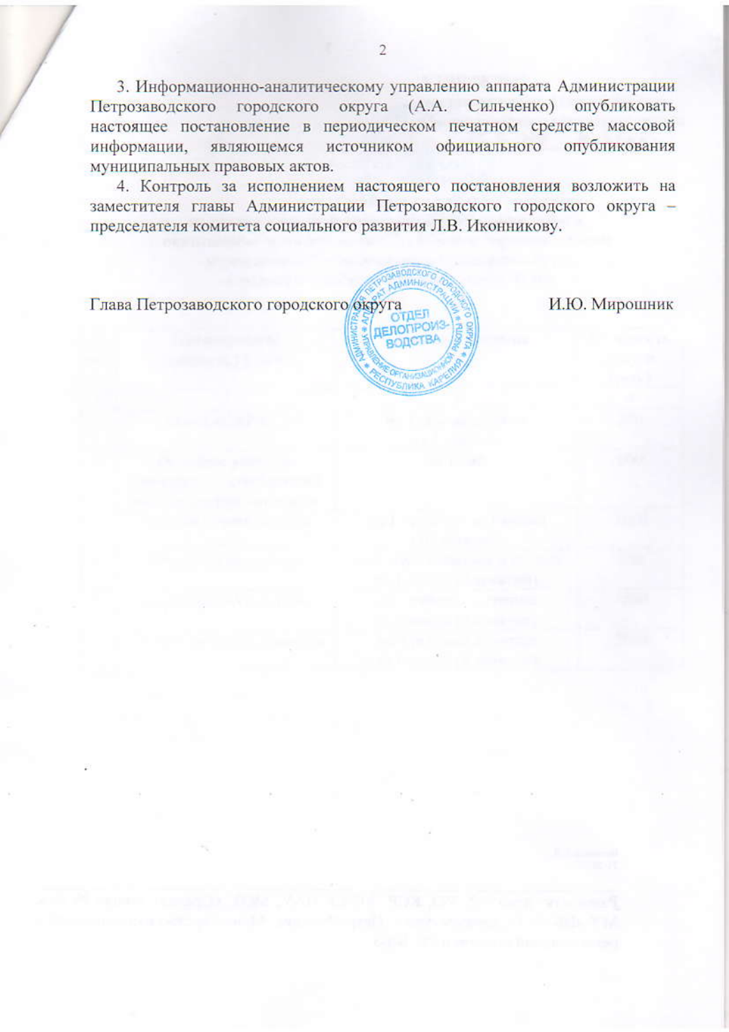3. Информационно-аналитическому управлению аппарата Администрации Петрозаводского городского округа (А.А. Сильченко) опубликовать настоящее постановление в периодическом печатном средстве массовой информации, являющемся источником официального опубликования муниципальных правовых актов.

4. Контроль за исполнением настоящего постановления возложить на заместителя главы Администрации Петрозаводского городского округа – председателя комитета социального развития Л.В. Иконникову.

Глава Петрозаводского городского округа — И.Ю. Мирошник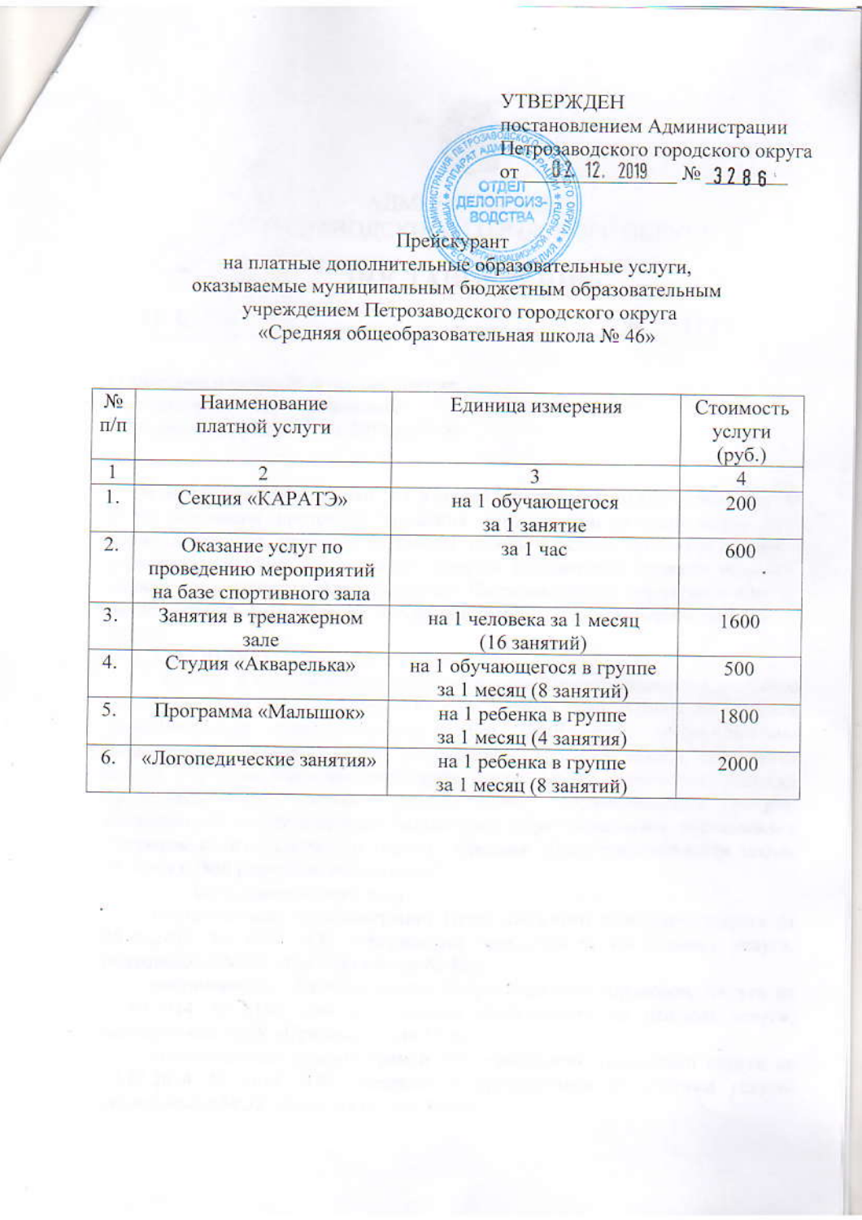УТВЕРЖДЕН
постановлением Администрации
Петрозаводского городского округа
от 02.12.2019 № 3286

Прейскурант
на платные дополнительные образовательные услуги,
оказываемые муниципальным бюджетным образовательным
учреждением Петрозаводского городского округа
«Средняя общеобразовательная школа № 46»

| № п/п | Наименование платной услуги | Единица измерения | Стоимость услуги (руб.) |
|---|---|---|---|
| 1 | 2 | 3 | 4 |
| 1. | Секция «КАРАТЭ» | на 1 обучающегося за 1 занятие | 200 |
| 2. | Оказание услуг по проведению мероприятий на базе спортивного зала | за 1 час | 600 |
| 3. | Занятия в тренажерном зале | на 1 человека за 1 месяц (16 занятий) | 1600 |
| 4. | Студия «Акварелька» | на 1 обучающегося в группе за 1 месяц (8 занятий) | 500 |
| 5. | Программа «Малышок» | на 1 ребенка в группе за 1 месяц (4 занятия) | 1800 |
| 6. | «Логопедические занятия» | на 1 ребенка в группе за 1 месяц (8 занятий) | 2000 |